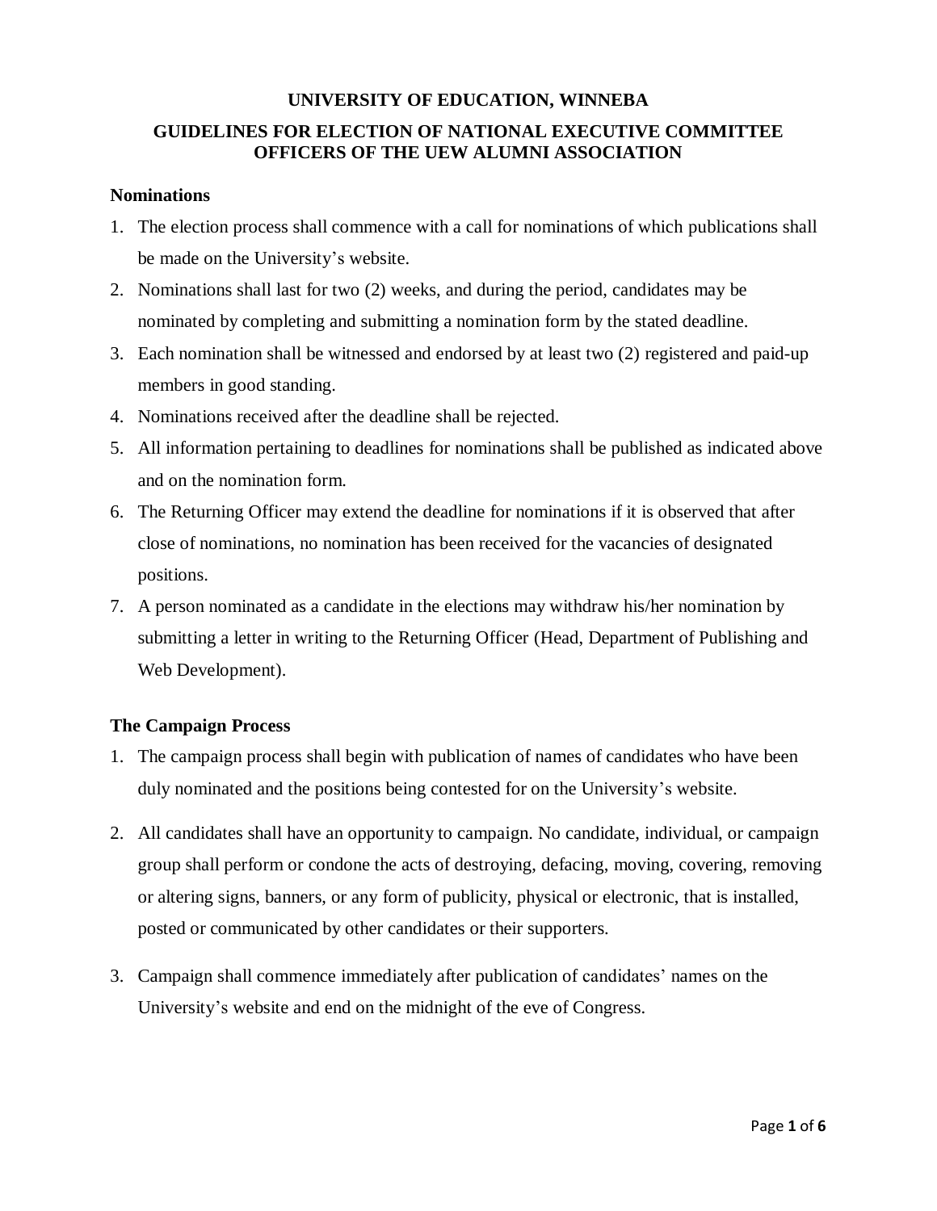# UNIVERSITY OF EDUCATION, WINNEBA

## GUIDELINES FOR ELECTION OF NATIONAL EXECUTIVE COMMITTEE OFFICERS OF THE UEW ALUMNI ASSOCIATION

### Nominations

1. The election process shall commence with a call for nominations of which publications shall be made on the University's website.
2. Nominations shall last for two (2) weeks, and during the period, candidates may be nominated by completing and submitting a nomination form by the stated deadline.
3. Each nomination shall be witnessed and endorsed by at least two (2) registered and paid-up members in good standing.
4. Nominations received after the deadline shall be rejected.
5. All information pertaining to deadlines for nominations shall be published as indicated above and on the nomination form.
6. The Returning Officer may extend the deadline for nominations if it is observed that after close of nominations, no nomination has been received for the vacancies of designated positions.
7. A person nominated as a candidate in the elections may withdraw his/her nomination by submitting a letter in writing to the Returning Officer (Head, Department of Publishing and Web Development).

### The Campaign Process

1. The campaign process shall begin with publication of names of candidates who have been duly nominated and the positions being contested for on the University's website.
2. All candidates shall have an opportunity to campaign. No candidate, individual, or campaign group shall perform or condone the acts of destroying, defacing, moving, covering, removing or altering signs, banners, or any form of publicity, physical or electronic, that is installed, posted or communicated by other candidates or their supporters.
3. Campaign shall commence immediately after publication of candidates' names on the University's website and end on the midnight of the eve of Congress.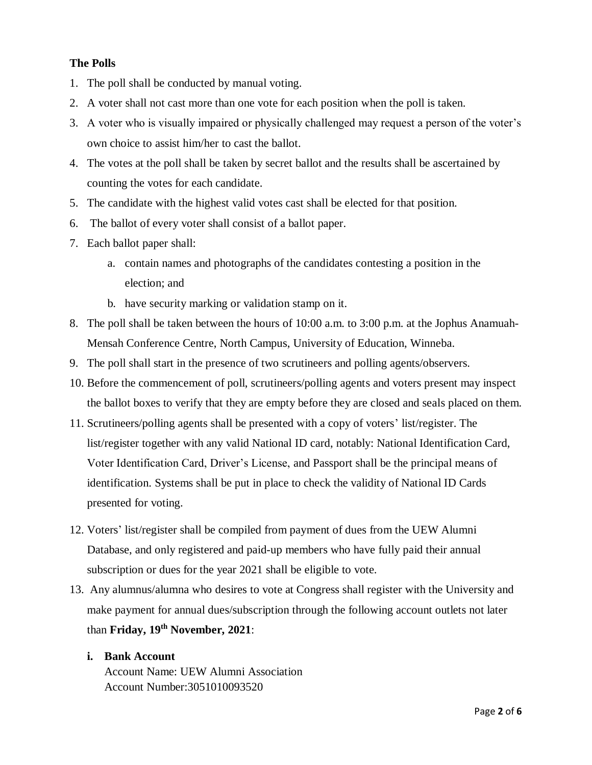**The Polls**

1. The poll shall be conducted by manual voting.
2. A voter shall not cast more than one vote for each position when the poll is taken.
3. A voter who is visually impaired or physically challenged may request a person of the voter's own choice to assist him/her to cast the ballot.
4. The votes at the poll shall be taken by secret ballot and the results shall be ascertained by counting the votes for each candidate.
5. The candidate with the highest valid votes cast shall be elected for that position.
6. The ballot of every voter shall consist of a ballot paper.
7. Each ballot paper shall:
    a. contain names and photographs of the candidates contesting a position in the election; and
    b. have security marking or validation stamp on it.
8. The poll shall be taken between the hours of 10:00 a.m. to 3:00 p.m. at the Jophus Anamuah-Mensah Conference Centre, North Campus, University of Education, Winneba.
9. The poll shall start in the presence of two scrutineers and polling agents/observers.
10. Before the commencement of poll, scrutineers/polling agents and voters present may inspect the ballot boxes to verify that they are empty before they are closed and seals placed on them.
11. Scrutineers/polling agents shall be presented with a copy of voters' list/register. The list/register together with any valid National ID card, notably: National Identification Card, Voter Identification Card, Driver's License, and Passport shall be the principal means of identification. Systems shall be put in place to check the validity of National ID Cards presented for voting.
12. Voters' list/register shall be compiled from payment of dues from the UEW Alumni Database, and only registered and paid-up members who have fully paid their annual subscription or dues for the year 2021 shall be eligible to vote.
13. Any alumnus/alumna who desires to vote at Congress shall register with the University and make payment for annual dues/subscription through the following account outlets not later than **Friday, 19th November, 2021**:

    i. **Bank Account**
    Account Name: UEW Alumni Association
    Account Number:3051010093520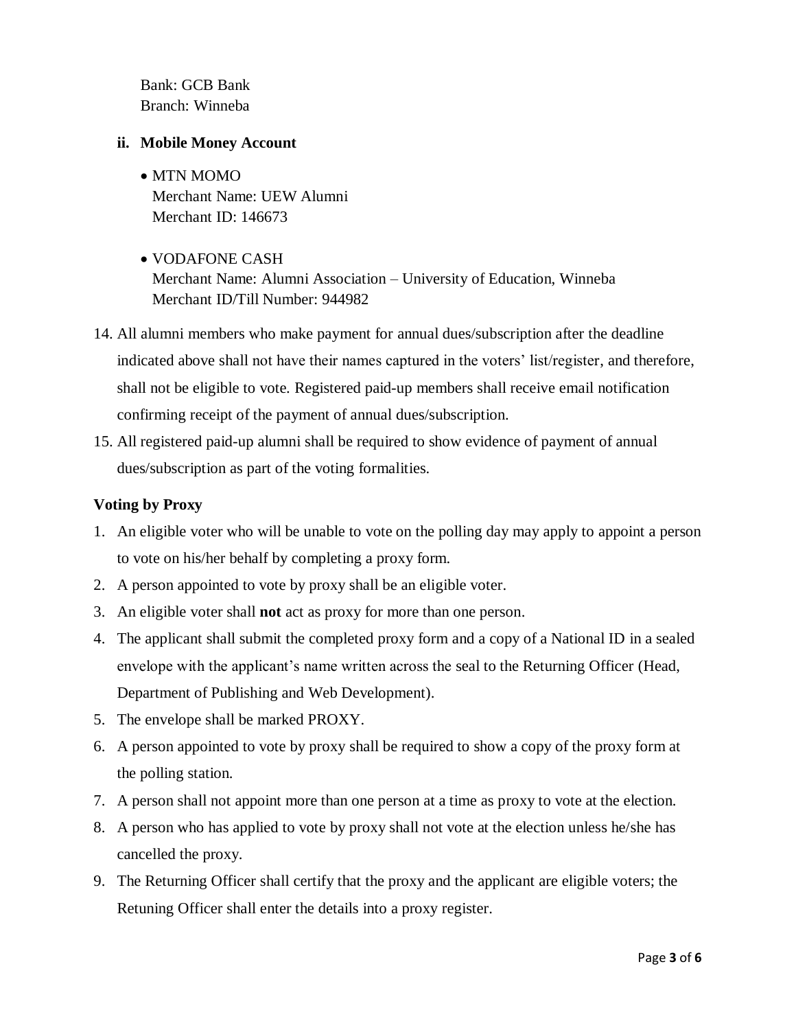Bank: GCB Bank
Branch: Winneba

**ii. Mobile Money Account**

- MTN MOMO
  Merchant Name: UEW Alumni
  Merchant ID: 146673

- VODAFONE CASH
  Merchant Name: Alumni Association – University of Education, Winneba
  Merchant ID/Till Number: 944982

14. All alumni members who make payment for annual dues/subscription after the deadline indicated above shall not have their names captured in the voters' list/register, and therefore, shall not be eligible to vote. Registered paid-up members shall receive email notification confirming receipt of the payment of annual dues/subscription.
15. All registered paid-up alumni shall be required to show evidence of payment of annual dues/subscription as part of the voting formalities.

**Voting by Proxy**

1. An eligible voter who will be unable to vote on the polling day may apply to appoint a person to vote on his/her behalf by completing a proxy form.
2. A person appointed to vote by proxy shall be an eligible voter.
3. An eligible voter shall **not** act as proxy for more than one person.
4. The applicant shall submit the completed proxy form and a copy of a National ID in a sealed envelope with the applicant's name written across the seal to the Returning Officer (Head, Department of Publishing and Web Development).
5. The envelope shall be marked PROXY.
6. A person appointed to vote by proxy shall be required to show a copy of the proxy form at the polling station.
7. A person shall not appoint more than one person at a time as proxy to vote at the election.
8. A person who has applied to vote by proxy shall not vote at the election unless he/she has cancelled the proxy.
9. The Returning Officer shall certify that the proxy and the applicant are eligible voters; the Retuning Officer shall enter the details into a proxy register.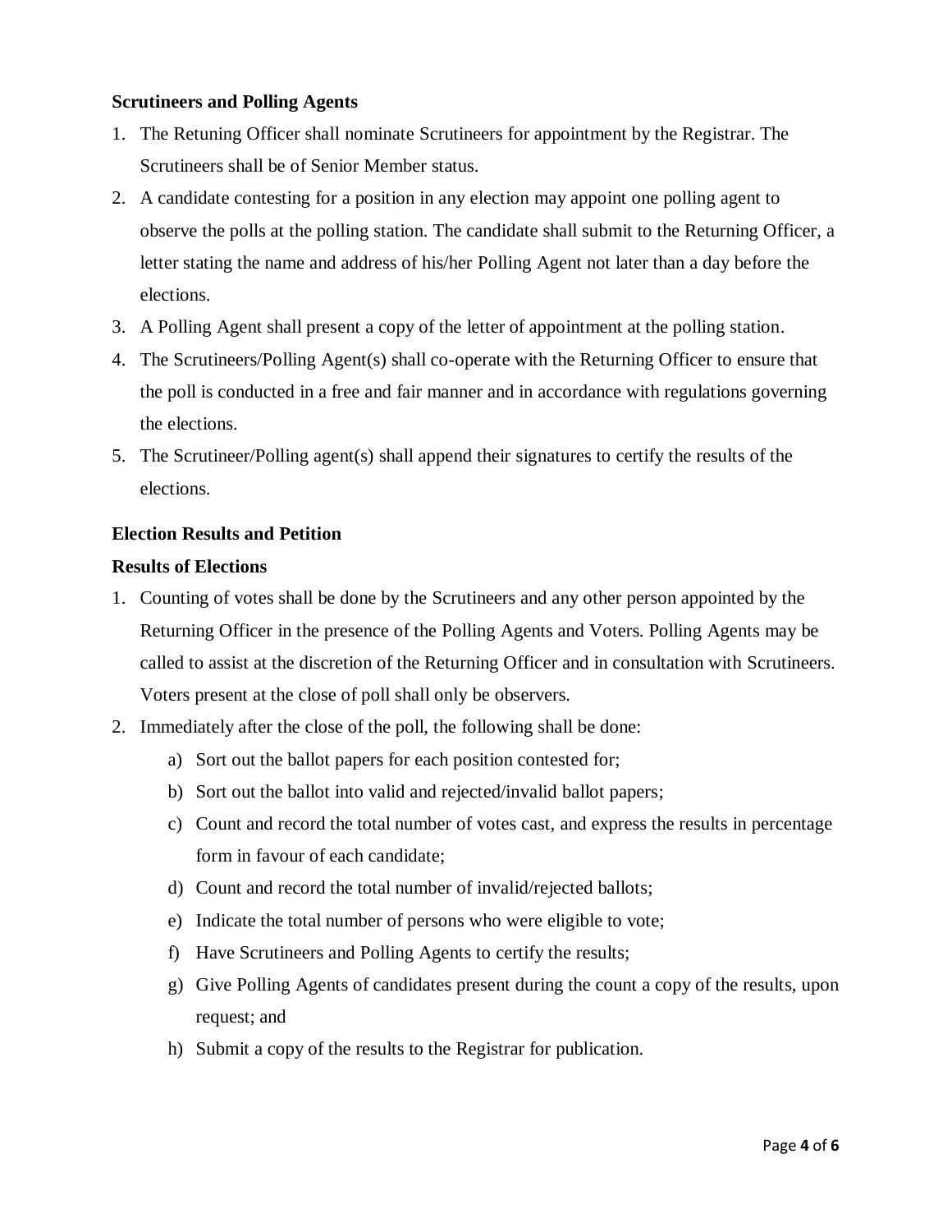**Scrutineers and Polling Agents**

1. The Retuning Officer shall nominate Scrutineers for appointment by the Registrar. The Scrutineers shall be of Senior Member status.
2. A candidate contesting for a position in any election may appoint one polling agent to observe the polls at the polling station. The candidate shall submit to the Returning Officer, a letter stating the name and address of his/her Polling Agent not later than a day before the elections.
3. A Polling Agent shall present a copy of the letter of appointment at the polling station.
4. The Scrutineers/Polling Agent(s) shall co-operate with the Returning Officer to ensure that the poll is conducted in a free and fair manner and in accordance with regulations governing the elections.
5. The Scrutineer/Polling agent(s) shall append their signatures to certify the results of the elections.

**Election Results and Petition**

**Results of Elections**

1. Counting of votes shall be done by the Scrutineers and any other person appointed by the Returning Officer in the presence of the Polling Agents and Voters. Polling Agents may be called to assist at the discretion of the Returning Officer and in consultation with Scrutineers. Voters present at the close of poll shall only be observers.
2. Immediately after the close of the poll, the following shall be done:
   a) Sort out the ballot papers for each position contested for;
   b) Sort out the ballot into valid and rejected/invalid ballot papers;
   c) Count and record the total number of votes cast, and express the results in percentage form in favour of each candidate;
   d) Count and record the total number of invalid/rejected ballots;
   e) Indicate the total number of persons who were eligible to vote;
   f) Have Scrutineers and Polling Agents to certify the results;
   g) Give Polling Agents of candidates present during the count a copy of the results, upon request; and
   h) Submit a copy of the results to the Registrar for publication.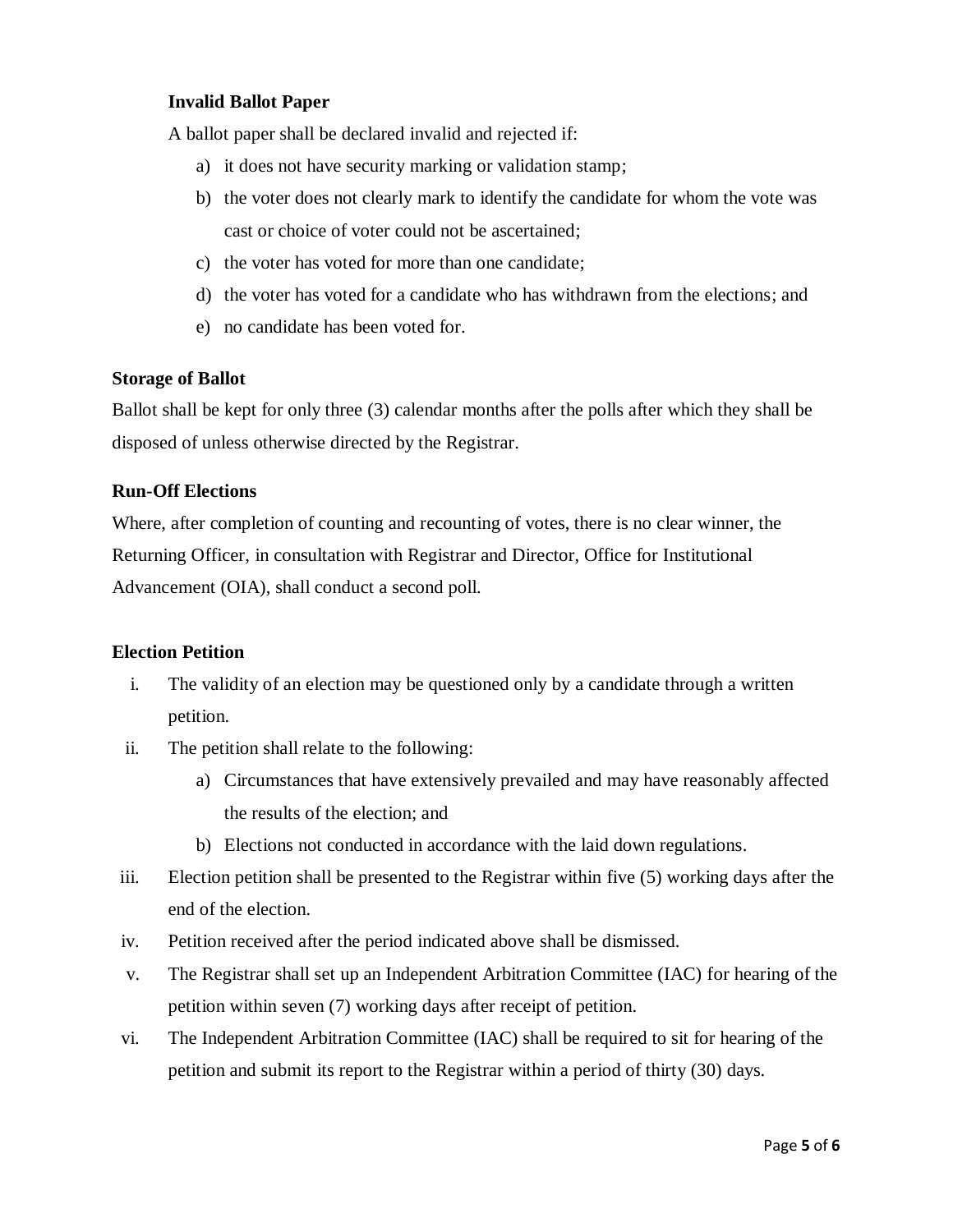**Invalid Ballot Paper**

A ballot paper shall be declared invalid and rejected if:

a) it does not have security marking or validation stamp;
b) the voter does not clearly mark to identify the candidate for whom the vote was cast or choice of voter could not be ascertained;
c) the voter has voted for more than one candidate;
d) the voter has voted for a candidate who has withdrawn from the elections; and
e) no candidate has been voted for.

**Storage of Ballot**

Ballot shall be kept for only three (3) calendar months after the polls after which they shall be disposed of unless otherwise directed by the Registrar.

**Run-Off Elections**

Where, after completion of counting and recounting of votes, there is no clear winner, the Returning Officer, in consultation with Registrar and Director, Office for Institutional Advancement (OIA), shall conduct a second poll.

**Election Petition**

i. The validity of an election may be questioned only by a candidate through a written petition.
ii. The petition shall relate to the following:
    a) Circumstances that have extensively prevailed and may have reasonably affected the results of the election; and
    b) Elections not conducted in accordance with the laid down regulations.
iii. Election petition shall be presented to the Registrar within five (5) working days after the end of the election.
iv. Petition received after the period indicated above shall be dismissed.
v. The Registrar shall set up an Independent Arbitration Committee (IAC) for hearing of the petition within seven (7) working days after receipt of petition.
vi. The Independent Arbitration Committee (IAC) shall be required to sit for hearing of the petition and submit its report to the Registrar within a period of thirty (30) days.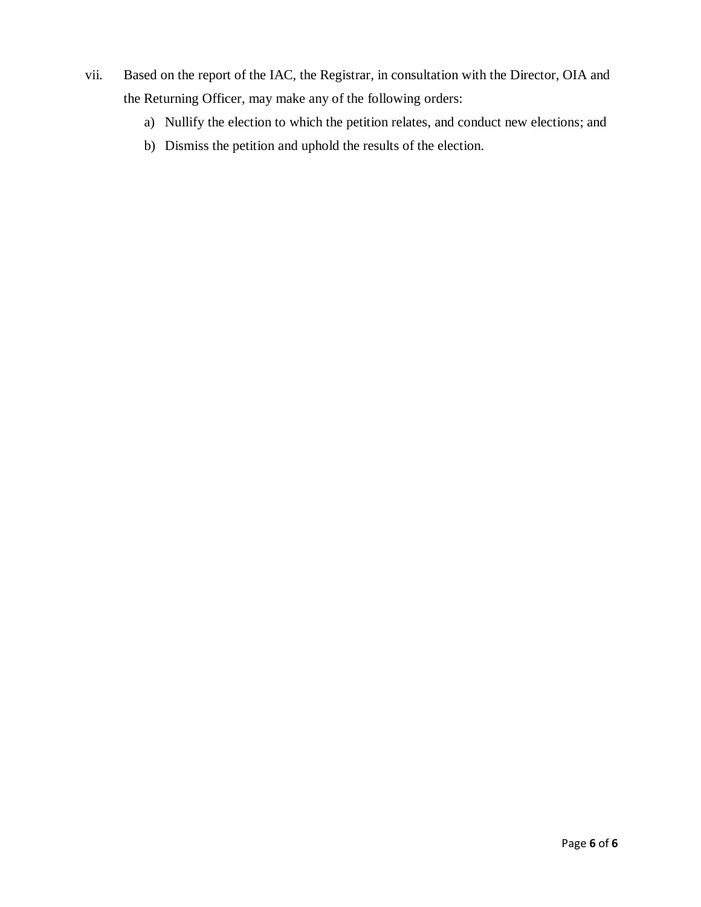vii. Based on the report of the IAC, the Registrar, in consultation with the Director, OIA and the Returning Officer, may make any of the following orders:

   a) Nullify the election to which the petition relates, and conduct new elections; and

   b) Dismiss the petition and uphold the results of the election.